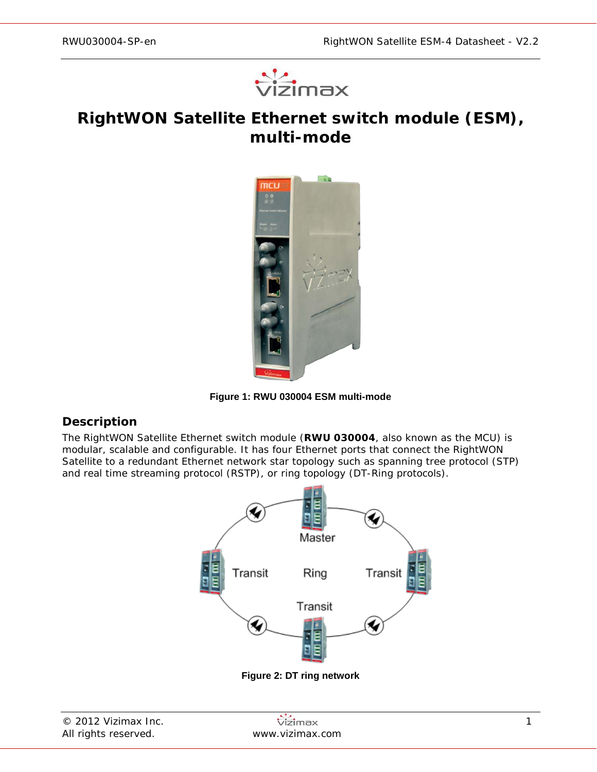# RightWON Satellite Ethernet switch module (ESM), multi-mode

Figure 1: RWU 030004 ESM multi-mode

## Description

The RightWON Satellite Ethernet switch module (**RWU 030004**, also known as the MCU) is modular, scalable and configurable. It has four Ethernet ports that connect the RightWON Satellite to a redundant Ethernet network star topology such as spanning tree protocol (STP) and real time streaming protocol (RSTP), or ring topology (DT-Ring protocols).

Figure 2: DT ring network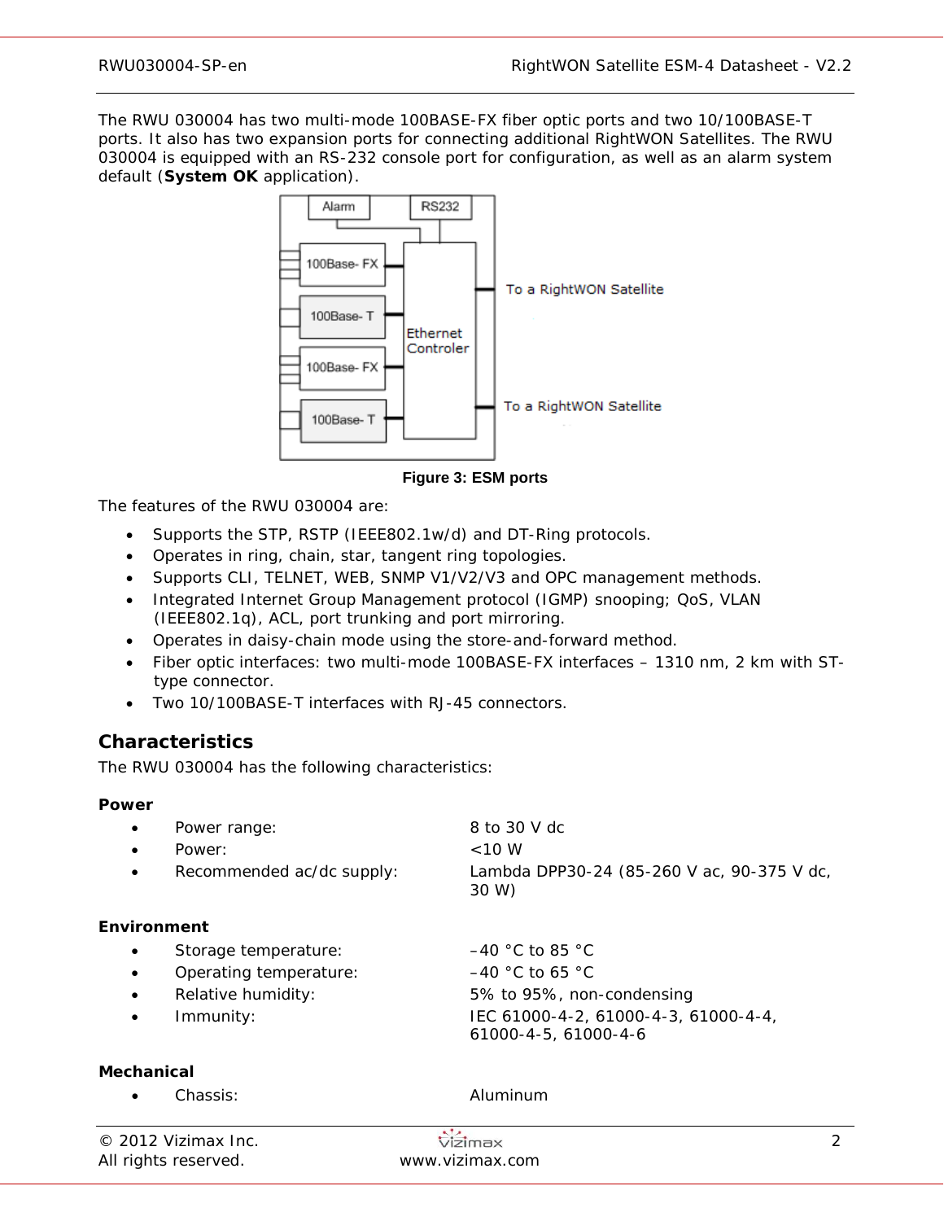The RWU 030004 has two multi-mode 100BASE-FX fiber optic ports and two 10/100BASE-T ports. It also has two expansion ports for connecting additional RightWON Satellites. The RWU 030004 is equipped with an RS-232 console port for configuration, as well as an alarm system default (**System OK** application).

**Figure 3: ESM ports**

The features of the RWU 030004 are:

- Supports the STP, RSTP (IEEE802.1w/d) and DT-Ring protocols.
- Operates in ring, chain, star, tangent ring topologies.
- Supports CLI, TELNET, WEB, SNMP V1/V2/V3 and OPC management methods.
- Integrated Internet Group Management protocol (IGMP) snooping; QoS, VLAN (IEEE802.1q), ACL, port trunking and port mirroring.
- Operates in daisy-chain mode using the store-and-forward method.
- Fiber optic interfaces: two multi-mode 100BASE-FX interfaces – 1310 nm, 2 km with ST-type connector.
- Two 10/100BASE-T interfaces with RJ-45 connectors.

## Characteristics

The RWU 030004 has the following characteristics:

**Power**

- Power range: 8 to 30 V dc
- Power: <10 W
- Recommended ac/dc supply: Lambda DPP30-24 (85-260 V ac, 90-375 V dc, 30 W)

**Environment**

- Storage temperature: –40 °C to 85 °C
- Operating temperature: –40 °C to 65 °C
- Relative humidity: 5% to 95%, non-condensing
- Immunity: IEC 61000-4-2, 61000-4-3, 61000-4-4, 61000-4-5, 61000-4-6

**Mechanical**

- Chassis: Aluminum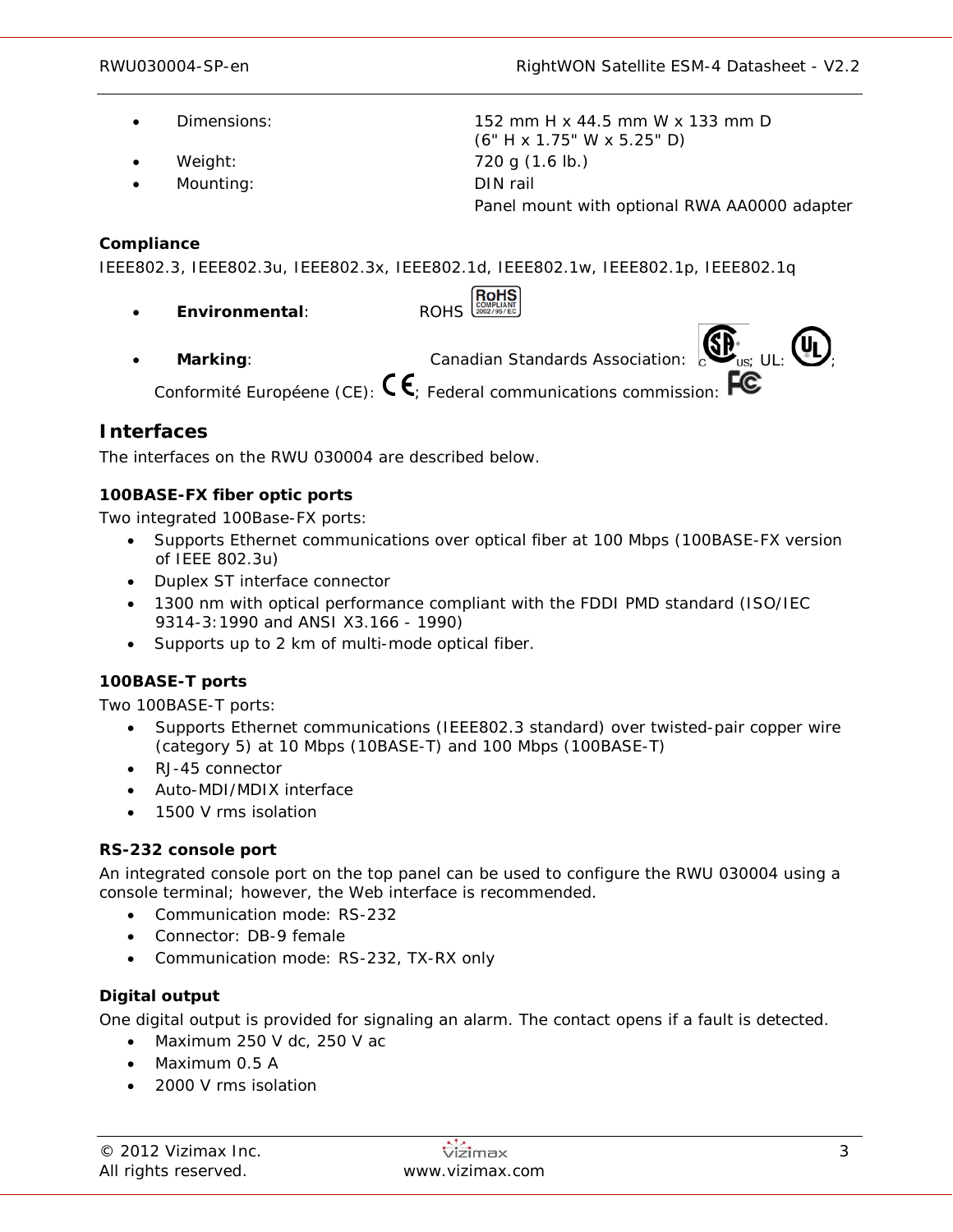- Dimensions: 152 mm H x 44.5 mm W x 133 mm D
(6" H x 1.75" W x 5.25" D)
- Weight: 720 g (1.6 lb.)
- Mounting: DIN rail
Panel mount with optional RWA AA0000 adapter

**Compliance**

IEEE802.3, IEEE802.3u, IEEE802.3x, IEEE802.1d, IEEE802.1w, IEEE802.1p, IEEE802.1q

- **Environmental**: ROHS
- **Marking**: Canadian Standards Association: ; UL: ;
Conformité Européene (CE): ; Federal communications commission:

## Interfaces

The interfaces on the RWU 030004 are described below.

### 100BASE-FX fiber optic ports

Two integrated 100Base-FX ports:

- Supports Ethernet communications over optical fiber at 100 Mbps (100BASE-FX version of IEEE 802.3u)
- Duplex ST interface connector
- 1300 nm with optical performance compliant with the FDDI PMD standard (ISO/IEC 9314-3:1990 and ANSI X3.166 - 1990)
- Supports up to 2 km of multi-mode optical fiber.

### 100BASE-T ports

Two 100BASE-T ports:

- Supports Ethernet communications (IEEE802.3 standard) over twisted-pair copper wire (category 5) at 10 Mbps (10BASE-T) and 100 Mbps (100BASE-T)
- RJ-45 connector
- Auto-MDI/MDIX interface
- 1500 V rms isolation

### RS-232 console port

An integrated console port on the top panel can be used to configure the RWU 030004 using a console terminal; however, the Web interface is recommended.

- Communication mode: RS-232
- Connector: DB-9 female
- Communication mode: RS-232, TX-RX only

### Digital output

One digital output is provided for signaling an alarm. The contact opens if a fault is detected.

- Maximum 250 V dc, 250 V ac
- Maximum 0.5 A
- 2000 V rms isolation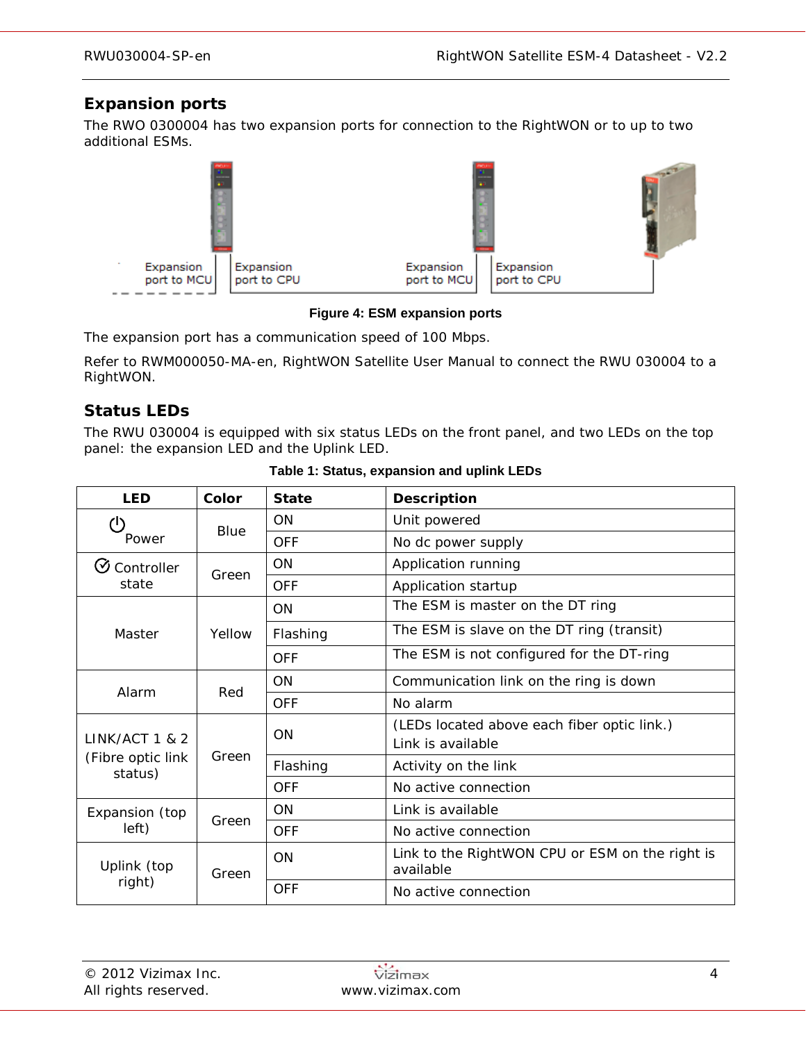## Expansion ports

The RWO 0300004 has two expansion ports for connection to the RightWON or to up to two additional ESMs.

Expansion port to MCU | Expansion port to CPU | Expansion port to MCU | Expansion port to CPU

**Figure 4: ESM expansion ports**

The expansion port has a communication speed of 100 Mbps.

Refer to RWM000050-MA-en, RightWON Satellite User Manual to connect the RWU 030004 to a RightWON.

## Status LEDs

The RWU 030004 is equipped with six status LEDs on the front panel, and two LEDs on the top panel: the expansion LED and the Uplink LED.

**Table 1: Status, expansion and uplink LEDs**

| LED | Color | State | Description |
|---|---|---|---|
| Power | Blue | ON | Unit powered |
| | | OFF | No dc power supply |
| Controller state | Green | ON | Application running |
| | | OFF | Application startup |
| Master | Yellow | ON | The ESM is master on the DT ring |
| | | Flashing | The ESM is slave on the DT ring (transit) |
| | | OFF | The ESM is not configured for the DT-ring |
| Alarm | Red | ON | Communication link on the ring is down |
| | | OFF | No alarm |
| LINK/ACT 1 & 2 (Fibre optic link status) | Green | ON | (LEDs located above each fiber optic link.) Link is available |
| | | Flashing | Activity on the link |
| | | OFF | No active connection |
| Expansion (top left) | Green | ON | Link is available |
| | | OFF | No active connection |
| Uplink (top right) | Green | ON | Link to the RightWON CPU or ESM on the right is available |
| | | OFF | No active connection |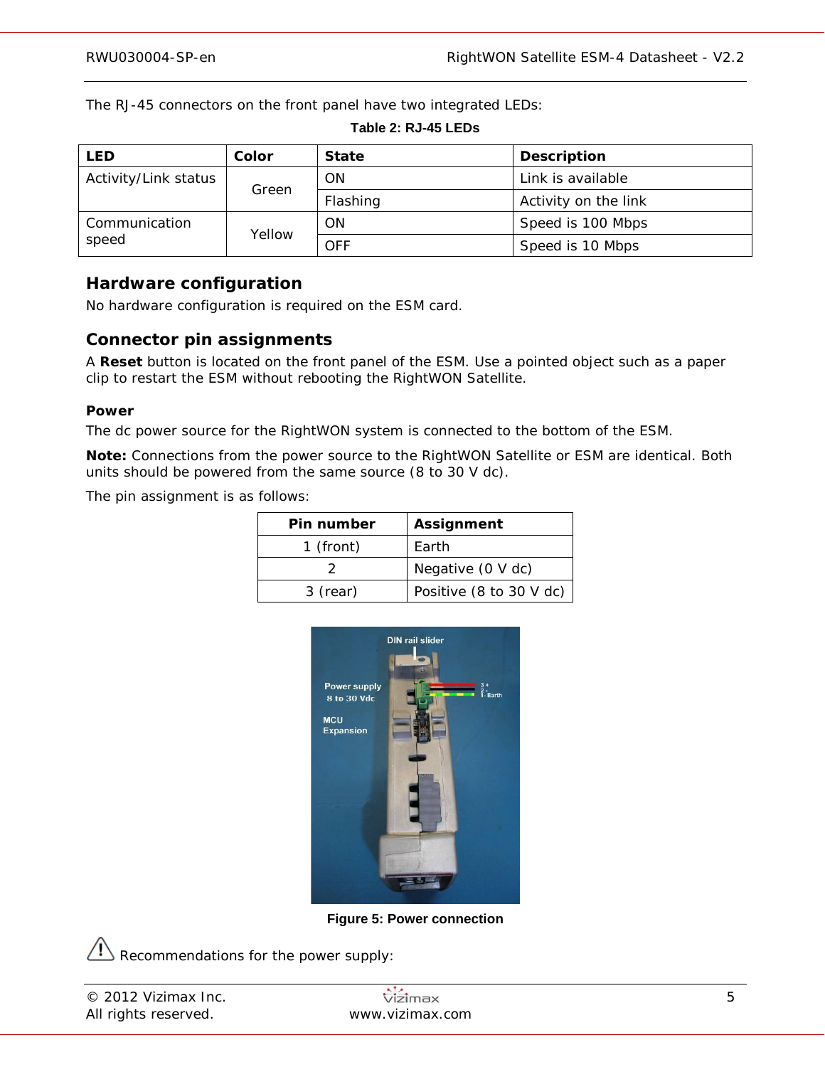The RJ-45 connectors on the front panel have two integrated LEDs:

**Table 2: RJ-45 LEDs**

| LED | Color | State | Description |
|---|---|---|---|
| Activity/Link status | Green | ON | Link is available |
| | | Flashing | Activity on the link |
| Communication speed | Yellow | ON | Speed is 100 Mbps |
| | | OFF | Speed is 10 Mbps |

## Hardware configuration

No hardware configuration is required on the ESM card.

## Connector pin assignments

A **Reset** button is located on the front panel of the ESM. Use a pointed object such as a paper clip to restart the ESM without rebooting the RightWON Satellite.

### Power

The dc power source for the RightWON system is connected to the bottom of the ESM.

**Note:** Connections from the power source to the RightWON Satellite or ESM are identical. Both units should be powered from the same source (8 to 30 V dc).

The pin assignment is as follows:

| Pin number | Assignment |
|---|---|
| 1 (front) | Earth |
| 2 | Negative (0 V dc) |
| 3 (rear) | Positive (8 to 30 V dc) |

**Figure 5: Power connection**

Recommendations for the power supply: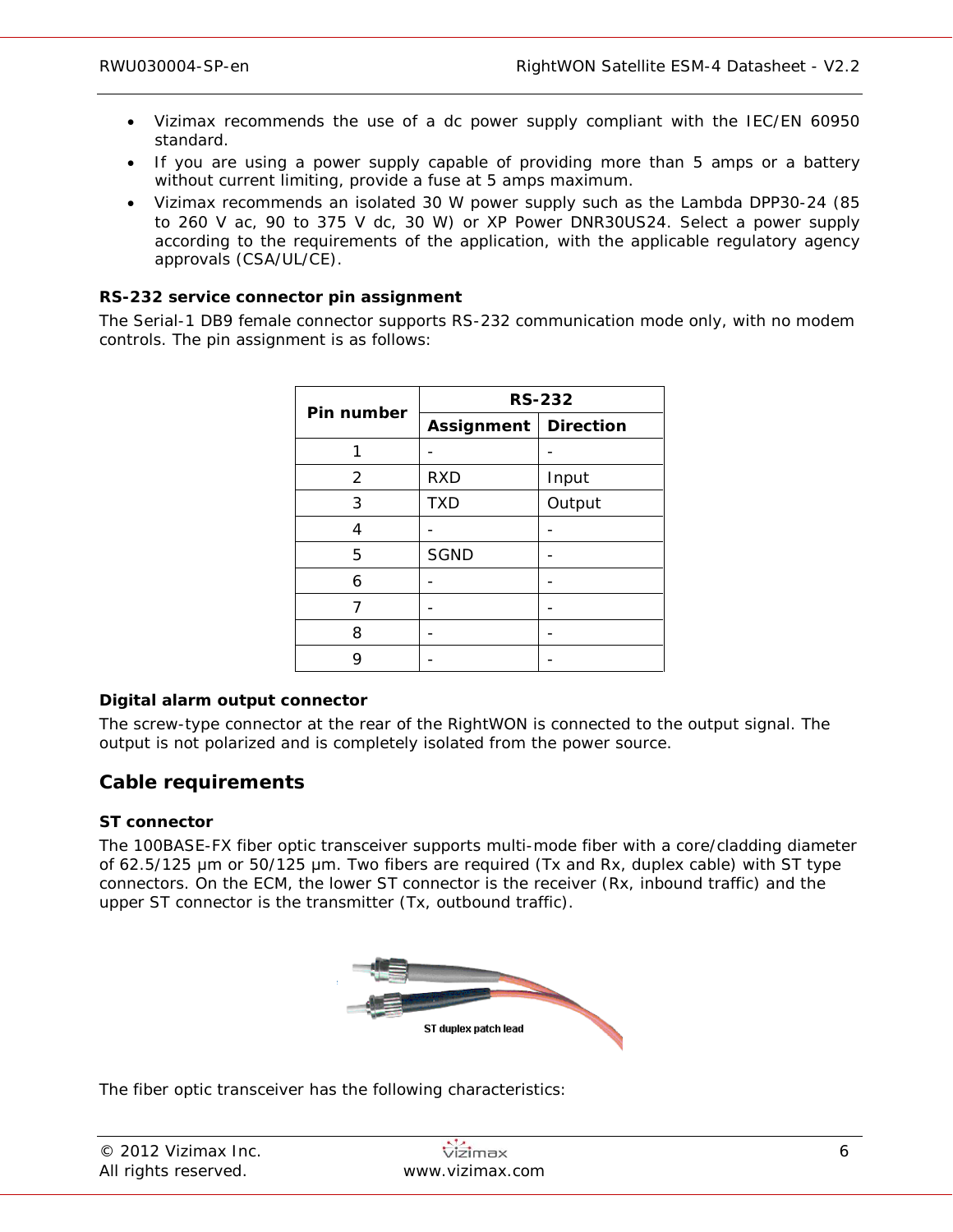- Vizimax recommends the use of a dc power supply compliant with the IEC/EN 60950 standard.
- If you are using a power supply capable of providing more than 5 amps or a battery without current limiting, provide a fuse at 5 amps maximum.
- Vizimax recommends an isolated 30 W power supply such as the Lambda DPP30-24 (85 to 260 V ac, 90 to 375 V dc, 30 W) or XP Power DNR30US24. Select a power supply according to the requirements of the application, with the applicable regulatory agency approvals (CSA/UL/CE).

**RS-232 service connector pin assignment**

The Serial-1 DB9 female connector supports RS-232 communication mode only, with no modem controls. The pin assignment is as follows:

| Pin number | RS-232 | |
|---|---|---|
| | **Assignment** | **Direction** |
| 1 | - | - |
| 2 | RXD | Input |
| 3 | TXD | Output |
| 4 | - | - |
| 5 | SGND | - |
| 6 | - | - |
| 7 | - | - |
| 8 | - | - |
| 9 | - | - |

**Digital alarm output connector**

The screw-type connector at the rear of the RightWON is connected to the output signal. The output is not polarized and is completely isolated from the power source.

## Cable requirements

**ST connector**

The 100BASE-FX fiber optic transceiver supports multi-mode fiber with a core/cladding diameter of 62.5/125 µm or 50/125 µm. Two fibers are required (Tx and Rx, duplex cable) with ST type connectors. On the ECM, the lower ST connector is the receiver (Rx, inbound traffic) and the upper ST connector is the transmitter (Tx, outbound traffic).

ST duplex patch lead

The fiber optic transceiver has the following characteristics: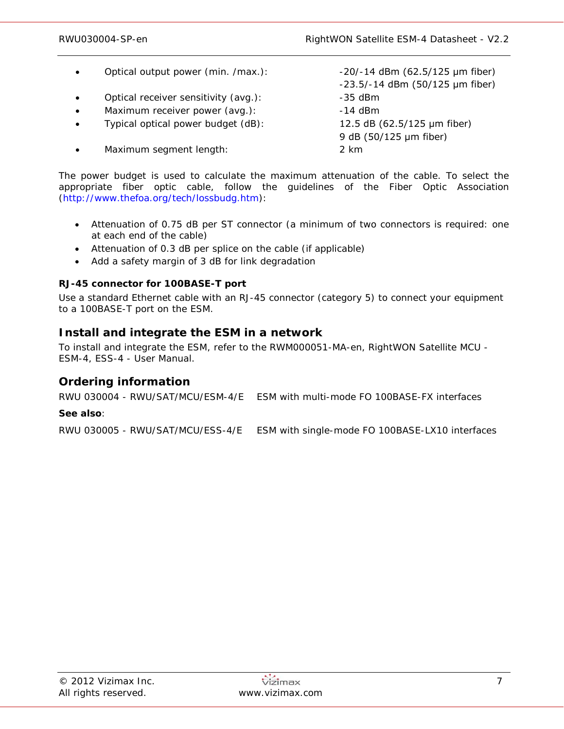- Optical output power (min. /max.): -20/-14 dBm (62.5/125 µm fiber)
  -23.5/-14 dBm (50/125 µm fiber)
- Optical receiver sensitivity (avg.): -35 dBm
- Maximum receiver power (avg.): -14 dBm
- Typical optical power budget (dB): 12.5 dB (62.5/125 µm fiber)
  9 dB (50/125 µm fiber)
- Maximum segment length: 2 km

The power budget is used to calculate the maximum attenuation of the cable. To select the appropriate fiber optic cable, follow the guidelines of the Fiber Optic Association (http://www.thefoa.org/tech/lossbudg.htm):

- Attenuation of 0.75 dB per ST connector (a minimum of two connectors is required: one at each end of the cable)
- Attenuation of 0.3 dB per splice on the cable (if applicable)
- Add a safety margin of 3 dB for link degradation

**RJ-45 connector for 100BASE-T port**

Use a standard Ethernet cable with an RJ-45 connector (category 5) to connect your equipment to a 100BASE-T port on the ESM.

## Install and integrate the ESM in a network

To install and integrate the ESM, refer to the RWM000051-MA-en, RightWON Satellite MCU - ESM-4, ESS-4 - User Manual.

## Ordering information

RWU 030004 - RWU/SAT/MCU/ESM-4/E    ESM with multi-mode FO 100BASE-FX interfaces

**See also**:

RWU 030005 - RWU/SAT/MCU/ESS-4/E    ESM with single-mode FO 100BASE-LX10 interfaces